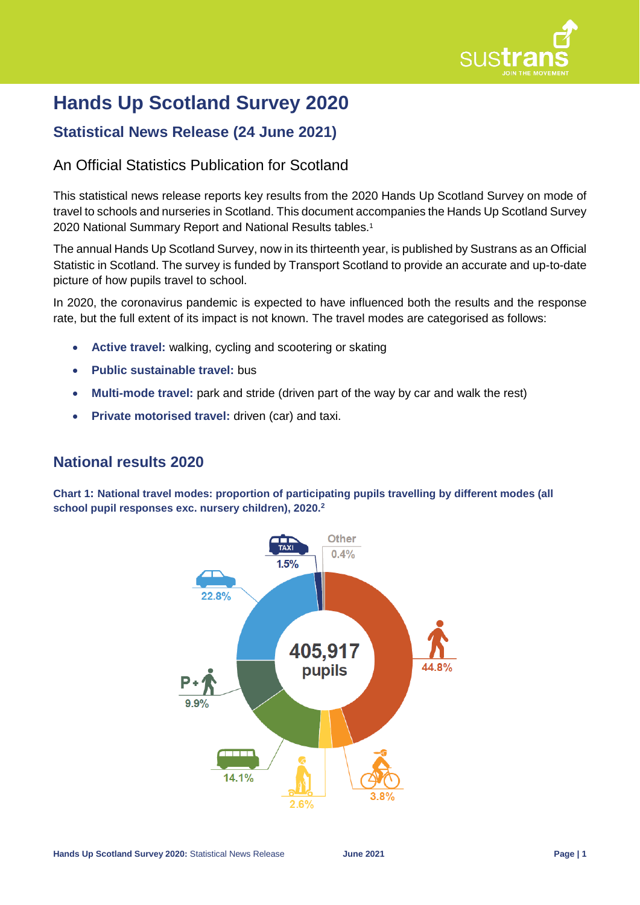# Hands Up Scotland Survey 2020

## Statistical News Release (24 June 2021)

### An Official Statistics Publication for Scotland

This statistical news release reports key results from the 2020 Hands Up Scotland Survey on mode of travel to schools and nurseries in Scotland. This document accompanies the Hands Up Scotland Survey 2020 National Summary Report and National Results tables.[1]

The annual Hands Up Scotland Survey, now in its thirteenth year, is published by Sustrans as an Official Statistic in Scotland. The survey is funded by Transport Scotland to provide an accurate and up-to-date picture of how pupils travel to school.

In 2020, the coronavirus pandemic is expected to have influenced both the results and the response rate, but the full extent of its impact is not known. The travel modes are categorised as follows:

- **Active travel:** walking, cycling and scootering or skating
- **Public sustainable travel:** bus
- **Multi-mode travel:** park and stride (driven part of the way by car and walk the rest)
- **Private motorised travel:** driven (car) and taxi.

## National results 2020

**Chart 1: National travel modes: proportion of participating pupils travelling by different modes (all school pupil responses exc. nursery children), 2020.[2]**

405,917 pupils

TAXI 1.5%

Other 0.4%

22.8%

44.8%

P+ 9.9%

14.1%

2.6%

3.8%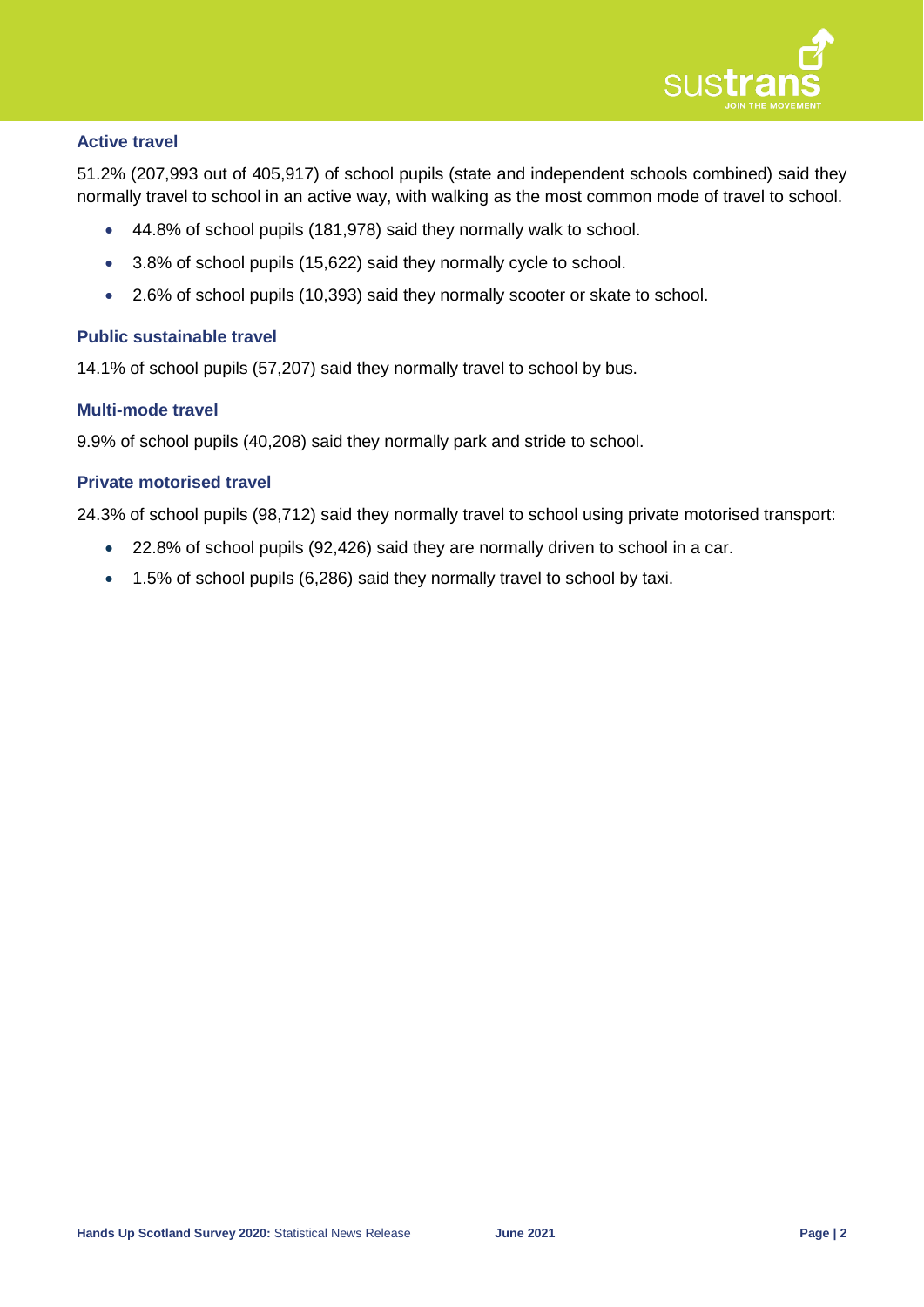### Active travel

51.2% (207,993 out of 405,917) of school pupils (state and independent schools combined) said they normally travel to school in an active way, with walking as the most common mode of travel to school.

- 44.8% of school pupils (181,978) said they normally walk to school.
- 3.8% of school pupils (15,622) said they normally cycle to school.
- 2.6% of school pupils (10,393) said they normally scooter or skate to school.

### Public sustainable travel

14.1% of school pupils (57,207) said they normally travel to school by bus.

### Multi-mode travel

9.9% of school pupils (40,208) said they normally park and stride to school.

### Private motorised travel

24.3% of school pupils (98,712) said they normally travel to school using private motorised transport:

- 22.8% of school pupils (92,426) said they are normally driven to school in a car.
- 1.5% of school pupils (6,286) said they normally travel to school by taxi.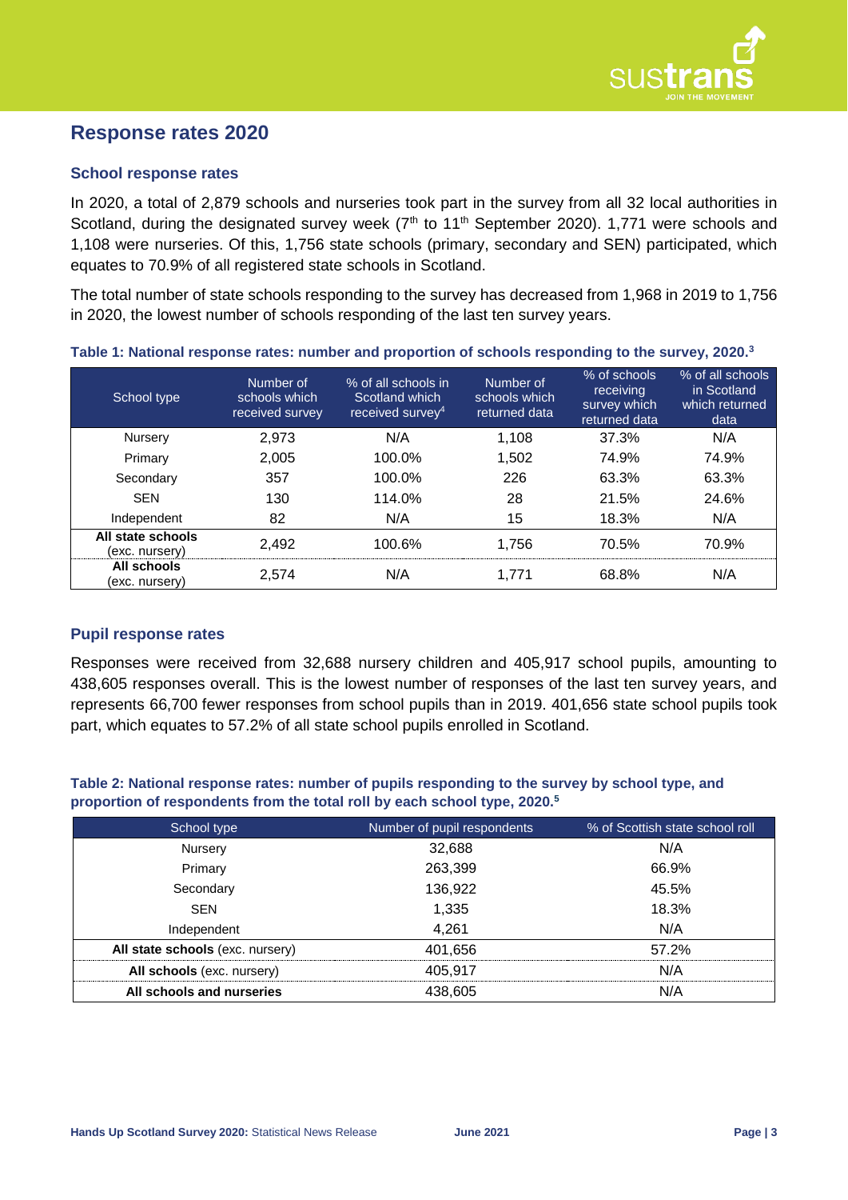## Response rates 2020

### School response rates

In 2020, a total of 2,879 schools and nurseries took part in the survey from all 32 local authorities in Scotland, during the designated survey week (7th to 11th September 2020). 1,771 were schools and 1,108 were nurseries. Of this, 1,756 state schools (primary, secondary and SEN) participated, which equates to 70.9% of all registered state schools in Scotland.

The total number of state schools responding to the survey has decreased from 1,968 in 2019 to 1,756 in 2020, the lowest number of schools responding of the last ten survey years.

**Table 1: National response rates: number and proportion of schools responding to the survey, 2020.[3]**

| School type | Number of schools which received survey | % of all schools in Scotland which received survey[4] | Number of schools which returned data | % of schools receiving survey which returned data | % of all schools in Scotland which returned data |
|---|---|---|---|---|---|
| Nursery | 2,973 | N/A | 1,108 | 37.3% | N/A |
| Primary | 2,005 | 100.0% | 1,502 | 74.9% | 74.9% |
| Secondary | 357 | 100.0% | 226 | 63.3% | 63.3% |
| SEN | 130 | 114.0% | 28 | 21.5% | 24.6% |
| Independent | 82 | N/A | 15 | 18.3% | N/A |
| **All state schools** (exc. nursery) | 2,492 | 100.6% | 1,756 | 70.5% | 70.9% |
| **All schools** (exc. nursery) | 2,574 | N/A | 1,771 | 68.8% | N/A |

### Pupil response rates

Responses were received from 32,688 nursery children and 405,917 school pupils, amounting to 438,605 responses overall. This is the lowest number of responses of the last ten survey years, and represents 66,700 fewer responses from school pupils than in 2019. 401,656 state school pupils took part, which equates to 57.2% of all state school pupils enrolled in Scotland.

**Table 2: National response rates: number of pupils responding to the survey by school type, and proportion of respondents from the total roll by each school type, 2020.[5]**

| School type | Number of pupil respondents | % of Scottish state school roll |
|---|---|---|
| Nursery | 32,688 | N/A |
| Primary | 263,399 | 66.9% |
| Secondary | 136,922 | 45.5% |
| SEN | 1,335 | 18.3% |
| Independent | 4,261 | N/A |
| **All state schools** (exc. nursery) | 401,656 | 57.2% |
| **All schools** (exc. nursery) | 405,917 | N/A |
| **All schools and nurseries** | 438,605 | N/A |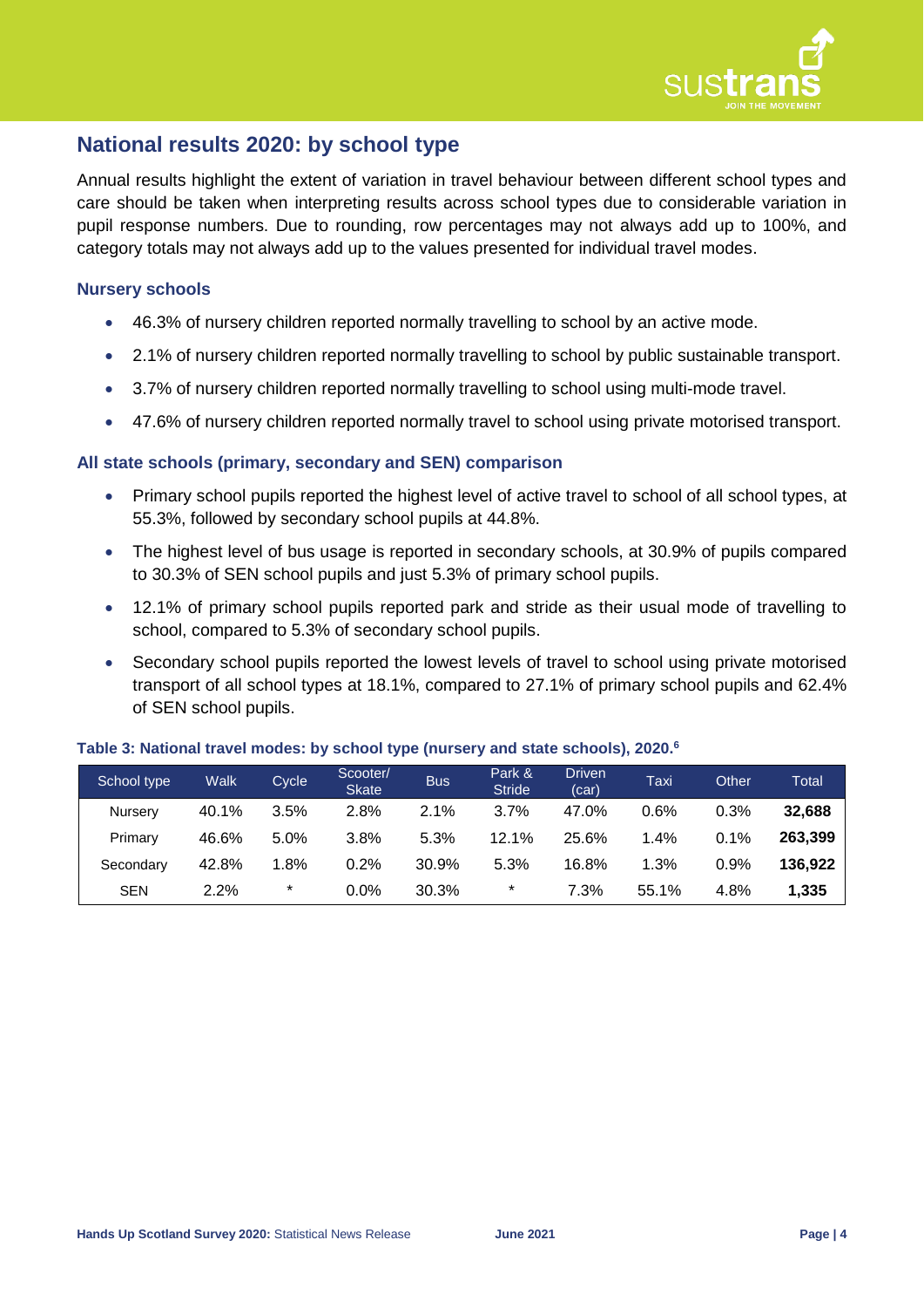## National results 2020: by school type

Annual results highlight the extent of variation in travel behaviour between different school types and care should be taken when interpreting results across school types due to considerable variation in pupil response numbers. Due to rounding, row percentages may not always add up to 100%, and category totals may not always add up to the values presented for individual travel modes.

### Nursery schools

- 46.3% of nursery children reported normally travelling to school by an active mode.
- 2.1% of nursery children reported normally travelling to school by public sustainable transport.
- 3.7% of nursery children reported normally travelling to school using multi-mode travel.
- 47.6% of nursery children reported normally travel to school using private motorised transport.

### All state schools (primary, secondary and SEN) comparison

- Primary school pupils reported the highest level of active travel to school of all school types, at 55.3%, followed by secondary school pupils at 44.8%.
- The highest level of bus usage is reported in secondary schools, at 30.9% of pupils compared to 30.3% of SEN school pupils and just 5.3% of primary school pupils.
- 12.1% of primary school pupils reported park and stride as their usual mode of travelling to school, compared to 5.3% of secondary school pupils.
- Secondary school pupils reported the lowest levels of travel to school using private motorised transport of all school types at 18.1%, compared to 27.1% of primary school pupils and 62.4% of SEN school pupils.

**Table 3: National travel modes: by school type (nursery and state schools), 2020.[6]**

| School type | Walk | Cycle | Scooter/ Skate | Bus | Park & Stride | Driven (car) | Taxi | Other | Total |
|---|---|---|---|---|---|---|---|---|---|
| Nursery | 40.1% | 3.5% | 2.8% | 2.1% | 3.7% | 47.0% | 0.6% | 0.3% | **32,688** |
| Primary | 46.6% | 5.0% | 3.8% | 5.3% | 12.1% | 25.6% | 1.4% | 0.1% | **263,399** |
| Secondary | 42.8% | 1.8% | 0.2% | 30.9% | 5.3% | 16.8% | 1.3% | 0.9% | **136,922** |
| SEN | 2.2% | * | 0.0% | 30.3% | * | 7.3% | 55.1% | 4.8% | **1,335** |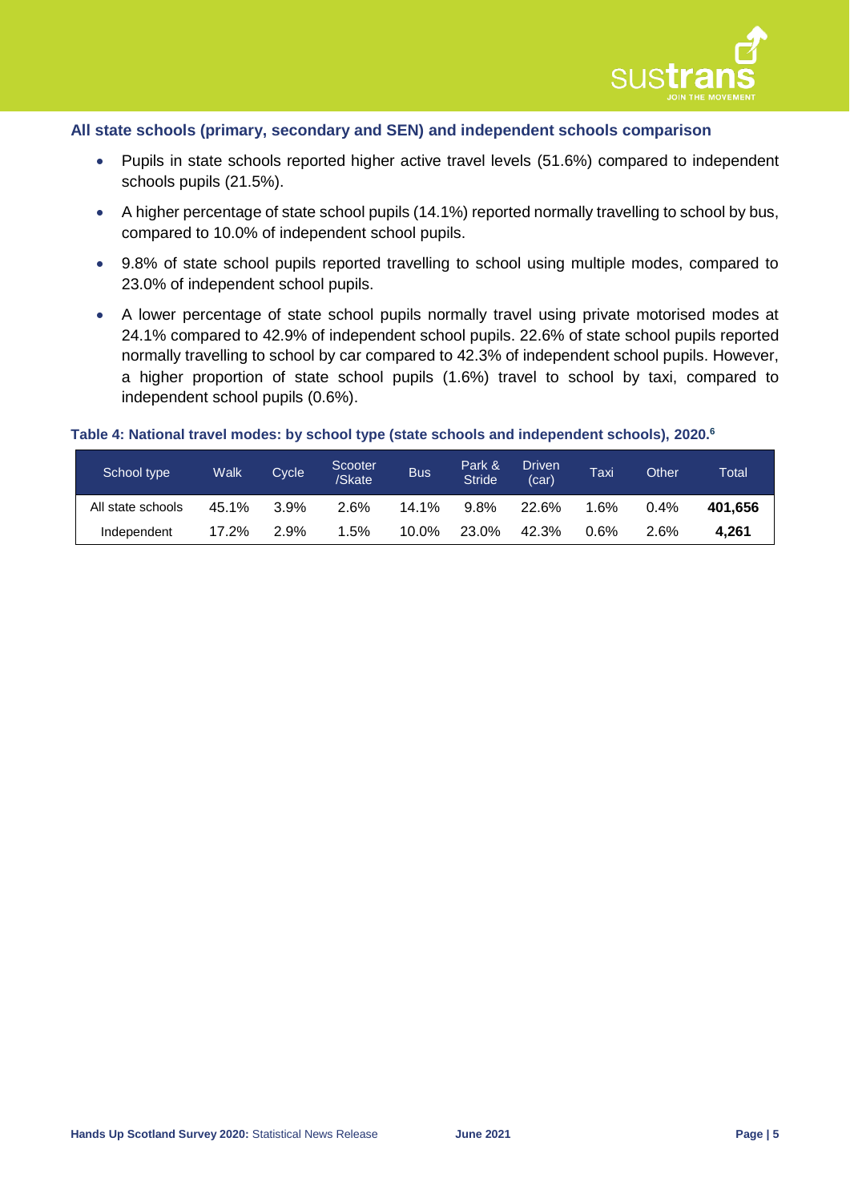### All state schools (primary, secondary and SEN) and independent schools comparison

- Pupils in state schools reported higher active travel levels (51.6%) compared to independent schools pupils (21.5%).
- A higher percentage of state school pupils (14.1%) reported normally travelling to school by bus, compared to 10.0% of independent school pupils.
- 9.8% of state school pupils reported travelling to school using multiple modes, compared to 23.0% of independent school pupils.
- A lower percentage of state school pupils normally travel using private motorised modes at 24.1% compared to 42.9% of independent school pupils. 22.6% of state school pupils reported normally travelling to school by car compared to 42.3% of independent school pupils. However, a higher proportion of state school pupils (1.6%) travel to school by taxi, compared to independent school pupils (0.6%).

**Table 4: National travel modes: by school type (state schools and independent schools), 2020.[6]**

| School type | Walk | Cycle | Scooter /Skate | Bus | Park & Stride | Driven (car) | Taxi | Other | Total |
|---|---|---|---|---|---|---|---|---|---|
| All state schools | 45.1% | 3.9% | 2.6% | 14.1% | 9.8% | 22.6% | 1.6% | 0.4% | **401,656** |
| Independent | 17.2% | 2.9% | 1.5% | 10.0% | 23.0% | 42.3% | 0.6% | 2.6% | **4,261** |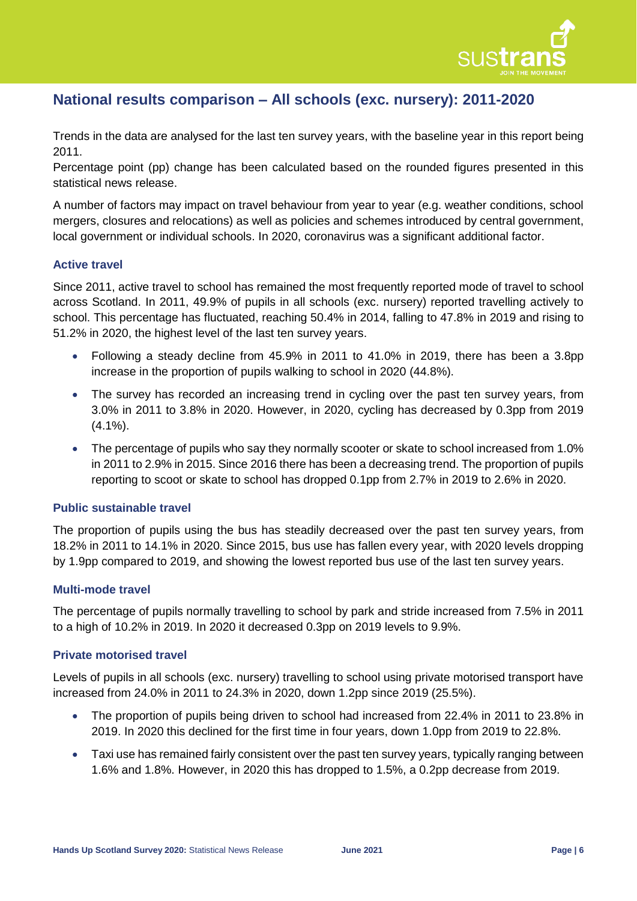## National results comparison – All schools (exc. nursery): 2011-2020

Trends in the data are analysed for the last ten survey years, with the baseline year in this report being 2011.
Percentage point (pp) change has been calculated based on the rounded figures presented in this statistical news release.

A number of factors may impact on travel behaviour from year to year (e.g. weather conditions, school mergers, closures and relocations) as well as policies and schemes introduced by central government, local government or individual schools. In 2020, coronavirus was a significant additional factor.

### Active travel

Since 2011, active travel to school has remained the most frequently reported mode of travel to school across Scotland. In 2011, 49.9% of pupils in all schools (exc. nursery) reported travelling actively to school. This percentage has fluctuated, reaching 50.4% in 2014, falling to 47.8% in 2019 and rising to 51.2% in 2020, the highest level of the last ten survey years.

- Following a steady decline from 45.9% in 2011 to 41.0% in 2019, there has been a 3.8pp increase in the proportion of pupils walking to school in 2020 (44.8%).
- The survey has recorded an increasing trend in cycling over the past ten survey years, from 3.0% in 2011 to 3.8% in 2020. However, in 2020, cycling has decreased by 0.3pp from 2019 (4.1%).
- The percentage of pupils who say they normally scooter or skate to school increased from 1.0% in 2011 to 2.9% in 2015. Since 2016 there has been a decreasing trend. The proportion of pupils reporting to scoot or skate to school has dropped 0.1pp from 2.7% in 2019 to 2.6% in 2020.

### Public sustainable travel

The proportion of pupils using the bus has steadily decreased over the past ten survey years, from 18.2% in 2011 to 14.1% in 2020. Since 2015, bus use has fallen every year, with 2020 levels dropping by 1.9pp compared to 2019, and showing the lowest reported bus use of the last ten survey years.

### Multi-mode travel

The percentage of pupils normally travelling to school by park and stride increased from 7.5% in 2011 to a high of 10.2% in 2019. In 2020 it decreased 0.3pp on 2019 levels to 9.9%.

### Private motorised travel

Levels of pupils in all schools (exc. nursery) travelling to school using private motorised transport have increased from 24.0% in 2011 to 24.3% in 2020, down 1.2pp since 2019 (25.5%).

- The proportion of pupils being driven to school had increased from 22.4% in 2011 to 23.8% in 2019. In 2020 this declined for the first time in four years, down 1.0pp from 2019 to 22.8%.
- Taxi use has remained fairly consistent over the past ten survey years, typically ranging between 1.6% and 1.8%. However, in 2020 this has dropped to 1.5%, a 0.2pp decrease from 2019.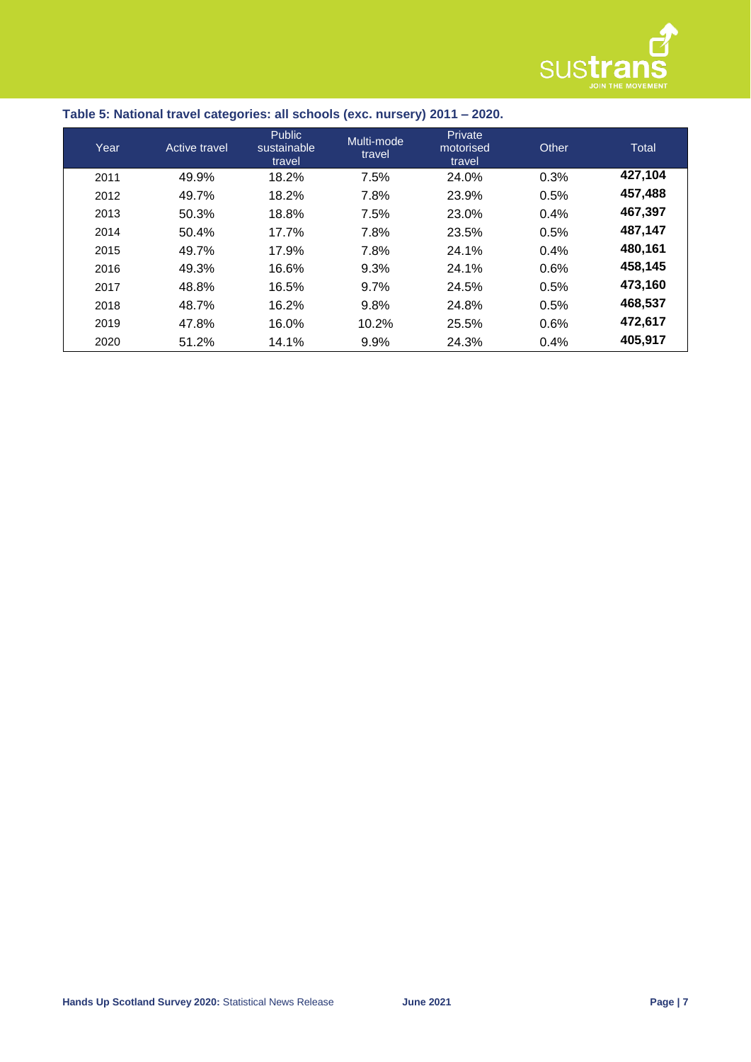**Table 5: National travel categories: all schools (exc. nursery) 2011 – 2020.**

| Year | Active travel | Public sustainable travel | Multi-mode travel | Private motorised travel | Other | Total |
|---|---|---|---|---|---|---|
| 2011 | 49.9% | 18.2% | 7.5% | 24.0% | 0.3% | **427,104** |
| 2012 | 49.7% | 18.2% | 7.8% | 23.9% | 0.5% | **457,488** |
| 2013 | 50.3% | 18.8% | 7.5% | 23.0% | 0.4% | **467,397** |
| 2014 | 50.4% | 17.7% | 7.8% | 23.5% | 0.5% | **487,147** |
| 2015 | 49.7% | 17.9% | 7.8% | 24.1% | 0.4% | **480,161** |
| 2016 | 49.3% | 16.6% | 9.3% | 24.1% | 0.6% | **458,145** |
| 2017 | 48.8% | 16.5% | 9.7% | 24.5% | 0.5% | **473,160** |
| 2018 | 48.7% | 16.2% | 9.8% | 24.8% | 0.5% | **468,537** |
| 2019 | 47.8% | 16.0% | 10.2% | 25.5% | 0.6% | **472,617** |
| 2020 | 51.2% | 14.1% | 9.9% | 24.3% | 0.4% | **405,917** |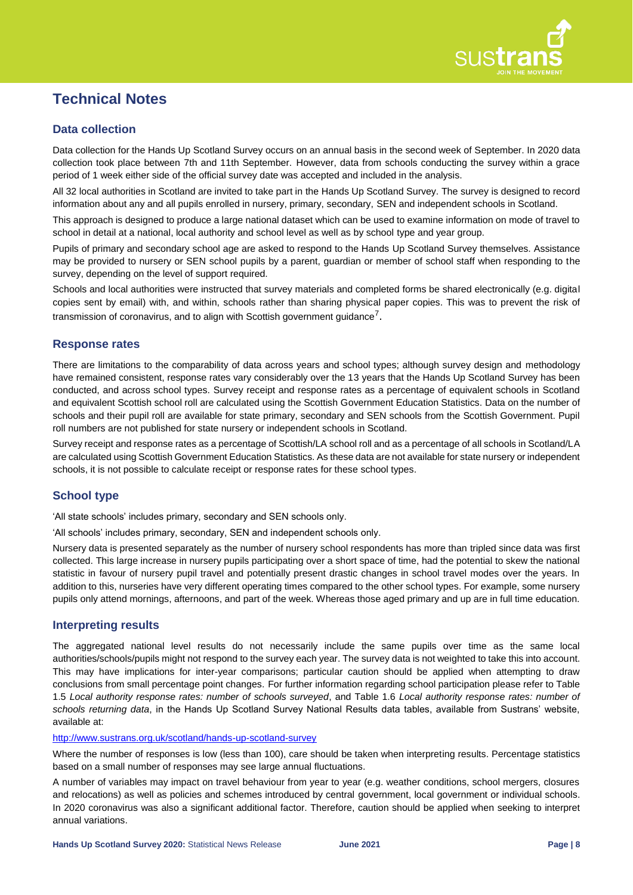# Technical Notes

## Data collection

Data collection for the Hands Up Scotland Survey occurs on an annual basis in the second week of September. In 2020 data collection took place between 7th and 11th September. However, data from schools conducting the survey within a grace period of 1 week either side of the official survey date was accepted and included in the analysis.

All 32 local authorities in Scotland are invited to take part in the Hands Up Scotland Survey. The survey is designed to record information about any and all pupils enrolled in nursery, primary, secondary, SEN and independent schools in Scotland.

This approach is designed to produce a large national dataset which can be used to examine information on mode of travel to school in detail at a national, local authority and school level as well as by school type and year group.

Pupils of primary and secondary school age are asked to respond to the Hands Up Scotland Survey themselves. Assistance may be provided to nursery or SEN school pupils by a parent, guardian or member of school staff when responding to the survey, depending on the level of support required.

Schools and local authorities were instructed that survey materials and completed forms be shared electronically (e.g. digital copies sent by email) with, and within, schools rather than sharing physical paper copies. This was to prevent the risk of transmission of coronavirus, and to align with Scottish government guidance[7].

## Response rates

There are limitations to the comparability of data across years and school types; although survey design and methodology have remained consistent, response rates vary considerably over the 13 years that the Hands Up Scotland Survey has been conducted, and across school types. Survey receipt and response rates as a percentage of equivalent schools in Scotland and equivalent Scottish school roll are calculated using the Scottish Government Education Statistics. Data on the number of schools and their pupil roll are available for state primary, secondary and SEN schools from the Scottish Government. Pupil roll numbers are not published for state nursery or independent schools in Scotland.

Survey receipt and response rates as a percentage of Scottish/LA school roll and as a percentage of all schools in Scotland/LA are calculated using Scottish Government Education Statistics. As these data are not available for state nursery or independent schools, it is not possible to calculate receipt or response rates for these school types.

## School type

'All state schools' includes primary, secondary and SEN schools only.

'All schools' includes primary, secondary, SEN and independent schools only.

Nursery data is presented separately as the number of nursery school respondents has more than tripled since data was first collected. This large increase in nursery pupils participating over a short space of time, had the potential to skew the national statistic in favour of nursery pupil travel and potentially present drastic changes in school travel modes over the years. In addition to this, nurseries have very different operating times compared to the other school types. For example, some nursery pupils only attend mornings, afternoons, and part of the week. Whereas those aged primary and up are in full time education.

## Interpreting results

The aggregated national level results do not necessarily include the same pupils over time as the same local authorities/schools/pupils might not respond to the survey each year. The survey data is not weighted to take this into account. This may have implications for inter-year comparisons; particular caution should be applied when attempting to draw conclusions from small percentage point changes. For further information regarding school participation please refer to Table 1.5 *Local authority response rates: number of schools surveyed*, and Table 1.6 *Local authority response rates: number of schools returning data*, in the Hands Up Scotland Survey National Results data tables, available from Sustrans' website, available at:

http://www.sustrans.org.uk/scotland/hands-up-scotland-survey

Where the number of responses is low (less than 100), care should be taken when interpreting results. Percentage statistics based on a small number of responses may see large annual fluctuations.

A number of variables may impact on travel behaviour from year to year (e.g. weather conditions, school mergers, closures and relocations) as well as policies and schemes introduced by central government, local government or individual schools. In 2020 coronavirus was also a significant additional factor. Therefore, caution should be applied when seeking to interpret annual variations.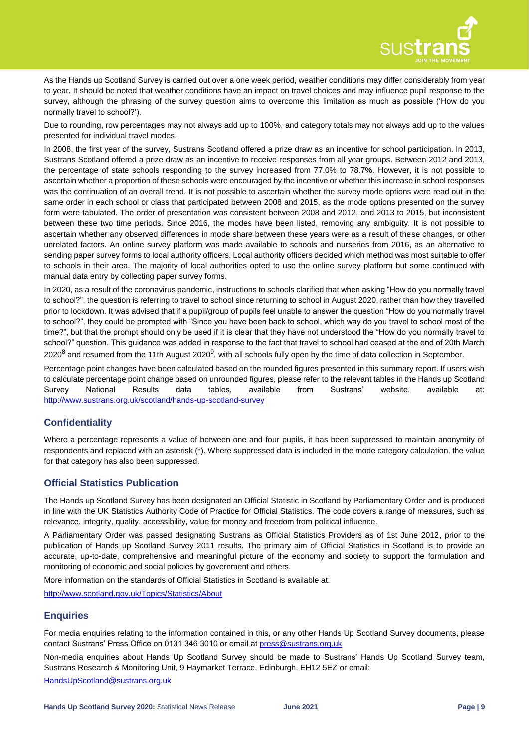As the Hands up Scotland Survey is carried out over a one week period, weather conditions may differ considerably from year to year. It should be noted that weather conditions have an impact on travel choices and may influence pupil response to the survey, although the phrasing of the survey question aims to overcome this limitation as much as possible ('How do you normally travel to school?').

Due to rounding, row percentages may not always add up to 100%, and category totals may not always add up to the values presented for individual travel modes.

In 2008, the first year of the survey, Sustrans Scotland offered a prize draw as an incentive for school participation. In 2013, Sustrans Scotland offered a prize draw as an incentive to receive responses from all year groups. Between 2012 and 2013, the percentage of state schools responding to the survey increased from 77.0% to 78.7%. However, it is not possible to ascertain whether a proportion of these schools were encouraged by the incentive or whether this increase in school responses was the continuation of an overall trend. It is not possible to ascertain whether the survey mode options were read out in the same order in each school or class that participated between 2008 and 2015, as the mode options presented on the survey form were tabulated. The order of presentation was consistent between 2008 and 2012, and 2013 to 2015, but inconsistent between these two time periods. Since 2016, the modes have been listed, removing any ambiguity. It is not possible to ascertain whether any observed differences in mode share between these years were as a result of these changes, or other unrelated factors. An online survey platform was made available to schools and nurseries from 2016, as an alternative to sending paper survey forms to local authority officers. Local authority officers decided which method was most suitable to offer to schools in their area. The majority of local authorities opted to use the online survey platform but some continued with manual data entry by collecting paper survey forms.

In 2020, as a result of the coronavirus pandemic, instructions to schools clarified that when asking "How do you normally travel to school?", the question is referring to travel to school since returning to school in August 2020, rather than how they travelled prior to lockdown. It was advised that if a pupil/group of pupils feel unable to answer the question "How do you normally travel to school?", they could be prompted with "Since you have been back to school, which way do you travel to school most of the time?", but that the prompt should only be used if it is clear that they have not understood the "How do you normally travel to school?" question. This guidance was added in response to the fact that travel to school had ceased at the end of 20th March 2020[8] and resumed from the 11th August 2020[9], with all schools fully open by the time of data collection in September.

Percentage point changes have been calculated based on the rounded figures presented in this summary report. If users wish to calculate percentage point change based on unrounded figures, please refer to the relevant tables in the Hands up Scotland Survey National Results data tables, available from Sustrans' website, available at: http://www.sustrans.org.uk/scotland/hands-up-scotland-survey

## Confidentiality

Where a percentage represents a value of between one and four pupils, it has been suppressed to maintain anonymity of respondents and replaced with an asterisk (*). Where suppressed data is included in the mode category calculation, the value for that category has also been suppressed.

## Official Statistics Publication

The Hands up Scotland Survey has been designated an Official Statistic in Scotland by Parliamentary Order and is produced in line with the UK Statistics Authority Code of Practice for Official Statistics. The code covers a range of measures, such as relevance, integrity, quality, accessibility, value for money and freedom from political influence.

A Parliamentary Order was passed designating Sustrans as Official Statistics Providers as of 1st June 2012, prior to the publication of Hands up Scotland Survey 2011 results. The primary aim of Official Statistics in Scotland is to provide an accurate, up-to-date, comprehensive and meaningful picture of the economy and society to support the formulation and monitoring of economic and social policies by government and others.

More information on the standards of Official Statistics in Scotland is available at:

http://www.scotland.gov.uk/Topics/Statistics/About

## Enquiries

For media enquiries relating to the information contained in this, or any other Hands Up Scotland Survey documents, please contact Sustrans' Press Office on 0131 346 3010 or email at press@sustrans.org.uk

Non-media enquiries about Hands Up Scotland Survey should be made to Sustrans' Hands Up Scotland Survey team, Sustrans Research & Monitoring Unit, 9 Haymarket Terrace, Edinburgh, EH12 5EZ or email:

HandsUpScotland@sustrans.org.uk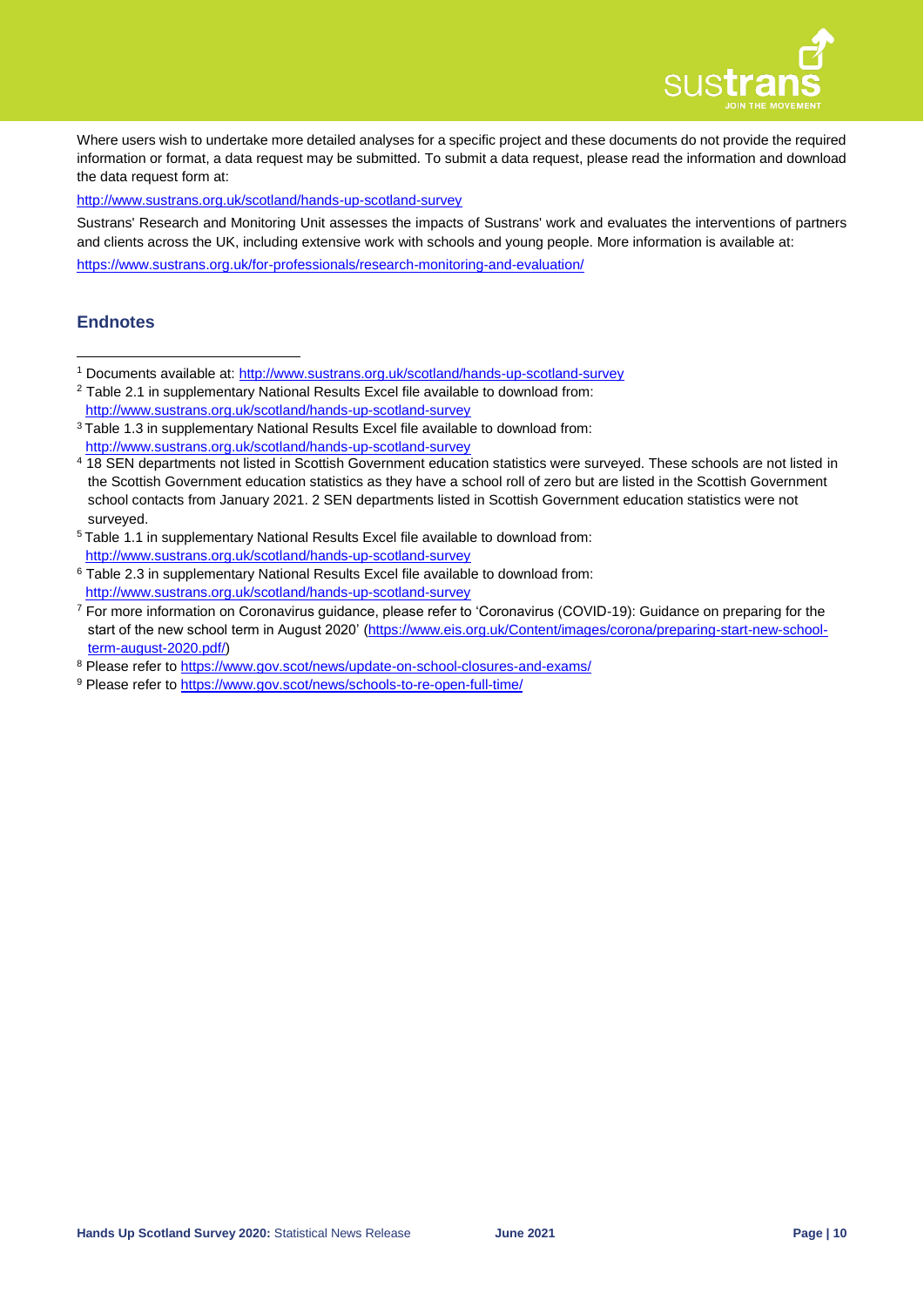Where users wish to undertake more detailed analyses for a specific project and these documents do not provide the required information or format, a data request may be submitted. To submit a data request, please read the information and download the data request form at:

http://www.sustrans.org.uk/scotland/hands-up-scotland-survey

Sustrans' Research and Monitoring Unit assesses the impacts of Sustrans' work and evaluates the interventions of partners and clients across the UK, including extensive work with schools and young people. More information is available at:

https://www.sustrans.org.uk/for-professionals/research-monitoring-and-evaluation/

## Endnotes

[1] Documents available at: http://www.sustrans.org.uk/scotland/hands-up-scotland-survey

[2] Table 2.1 in supplementary National Results Excel file available to download from: http://www.sustrans.org.uk/scotland/hands-up-scotland-survey

[3] Table 1.3 in supplementary National Results Excel file available to download from: http://www.sustrans.org.uk/scotland/hands-up-scotland-survey

[4] 18 SEN departments not listed in Scottish Government education statistics were surveyed. These schools are not listed in the Scottish Government education statistics as they have a school roll of zero but are listed in the Scottish Government school contacts from January 2021. 2 SEN departments listed in Scottish Government education statistics were not surveyed.

[5] Table 1.1 in supplementary National Results Excel file available to download from: http://www.sustrans.org.uk/scotland/hands-up-scotland-survey

[6] Table 2.3 in supplementary National Results Excel file available to download from: http://www.sustrans.org.uk/scotland/hands-up-scotland-survey

[7] For more information on Coronavirus guidance, please refer to 'Coronavirus (COVID-19): Guidance on preparing for the start of the new school term in August 2020' (https://www.eis.org.uk/Content/images/corona/preparing-start-new-school-term-august-2020.pdf/)

[8] Please refer to https://www.gov.scot/news/update-on-school-closures-and-exams/

[9] Please refer to https://www.gov.scot/news/schools-to-re-open-full-time/